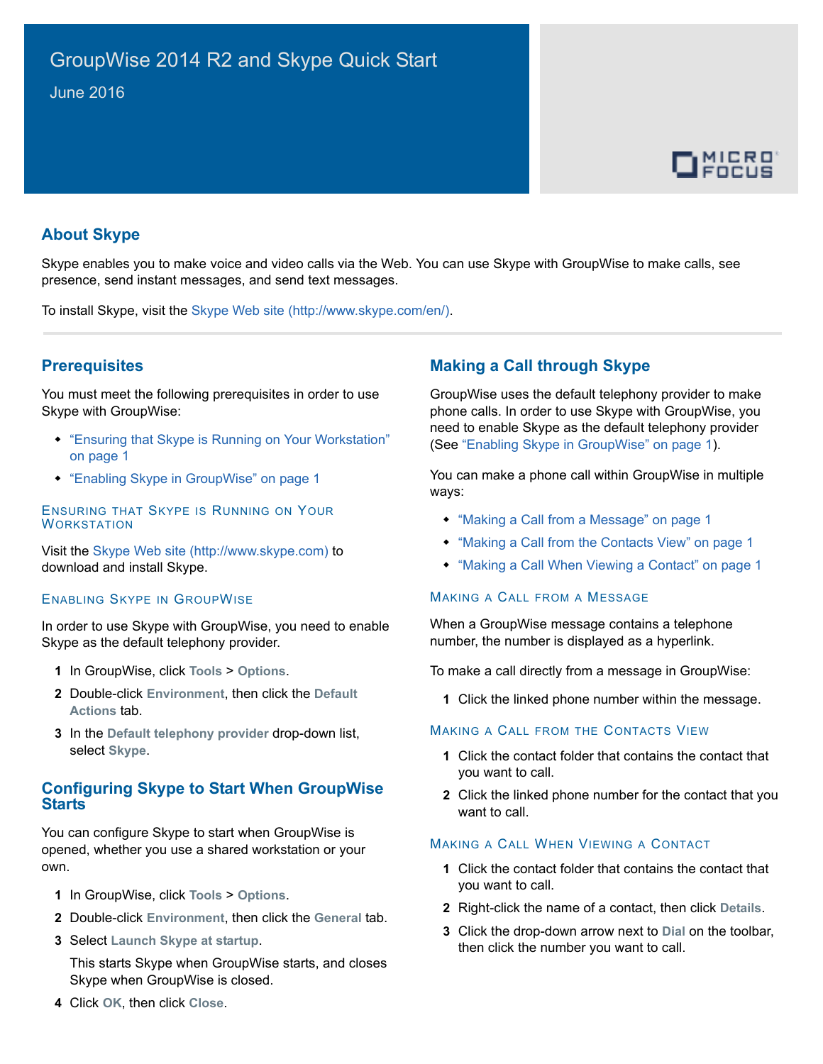# GroupWise 2014 R2 and Skype Quick Start

June 2016

## About Skype

Skype enables you to make voice and video calls via the Web. You can use Skype with GroupWise to make calls, see presence, send instant messages, and send text messages.

To install Skype, visit the Skype Web site (http://www.skype.com/en/).

## Prerequisites

You must meet the following prerequisites in order to use Skype with GroupWise:

- "Ensuring that Skype is Running on Your Workstation" on page 1
- "Enabling Skype in GroupWise" on page 1

### Ensuring that Skype is Running on Your Workstation

Visit the Skype Web site (http://www.skype.com) to download and install Skype.

### Enabling Skype in GroupWise

In order to use Skype with GroupWise, you need to enable Skype as the default telephony provider.

1. In GroupWise, click **Tools** > **Options**.
2. Double-click **Environment**, then click the **Default Actions** tab.
3. In the **Default telephony provider** drop-down list, select **Skype**.

## Configuring Skype to Start When GroupWise Starts

You can configure Skype to start when GroupWise is opened, whether you use a shared workstation or your own.

1. In GroupWise, click **Tools** > **Options**.
2. Double-click **Environment**, then click the **General** tab.
3. Select **Launch Skype at startup**.

   This starts Skype when GroupWise starts, and closes Skype when GroupWise is closed.
4. Click **OK**, then click **Close**.

## Making a Call through Skype

GroupWise uses the default telephony provider to make phone calls. In order to use Skype with GroupWise, you need to enable Skype as the default telephony provider (See "Enabling Skype in GroupWise" on page 1).

You can make a phone call within GroupWise in multiple ways:

- "Making a Call from a Message" on page 1
- "Making a Call from the Contacts View" on page 1
- "Making a Call When Viewing a Contact" on page 1

### Making a Call from a Message

When a GroupWise message contains a telephone number, the number is displayed as a hyperlink.

To make a call directly from a message in GroupWise:

1. Click the linked phone number within the message.

### Making a Call from the Contacts View

1. Click the contact folder that contains the contact that you want to call.
2. Click the linked phone number for the contact that you want to call.

### Making a Call When Viewing a Contact

1. Click the contact folder that contains the contact that you want to call.
2. Right-click the name of a contact, then click **Details**.
3. Click the drop-down arrow next to **Dial** on the toolbar, then click the number you want to call.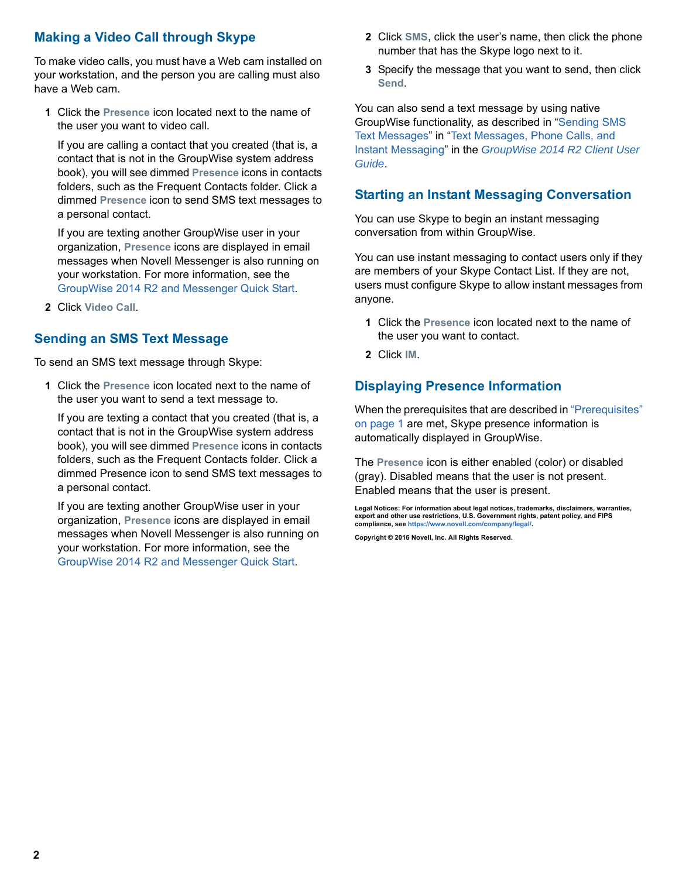## Making a Video Call through Skype

To make video calls, you must have a Web cam installed on your workstation, and the person you are calling must also have a Web cam.

1. Click the **Presence** icon located next to the name of the user you want to video call.

   If you are calling a contact that you created (that is, a contact that is not in the GroupWise system address book), you will see dimmed **Presence** icons in contacts folders, such as the Frequent Contacts folder. Click a dimmed **Presence** icon to send SMS text messages to a personal contact.

   If you are texting another GroupWise user in your organization, **Presence** icons are displayed in email messages when Novell Messenger is also running on your workstation. For more information, see the GroupWise 2014 R2 and Messenger Quick Start.

2. Click **Video Call**.

## Sending an SMS Text Message

To send an SMS text message through Skype:

1. Click the **Presence** icon located next to the name of the user you want to send a text message to.

   If you are texting a contact that you created (that is, a contact that is not in the GroupWise system address book), you will see dimmed **Presence** icons in contacts folders, such as the Frequent Contacts folder. Click a dimmed Presence icon to send SMS text messages to a personal contact.

   If you are texting another GroupWise user in your organization, **Presence** icons are displayed in email messages when Novell Messenger is also running on your workstation. For more information, see the GroupWise 2014 R2 and Messenger Quick Start.

2. Click **SMS**, click the user's name, then click the phone number that has the Skype logo next to it.

3. Specify the message that you want to send, then click **Send**.

You can also send a text message by using native GroupWise functionality, as described in "Sending SMS Text Messages" in "Text Messages, Phone Calls, and Instant Messaging" in the *GroupWise 2014 R2 Client User Guide*.

## Starting an Instant Messaging Conversation

You can use Skype to begin an instant messaging conversation from within GroupWise.

You can use instant messaging to contact users only if they are members of your Skype Contact List. If they are not, users must configure Skype to allow instant messages from anyone.

1. Click the **Presence** icon located next to the name of the user you want to contact.

2. Click **IM**.

## Displaying Presence Information

When the prerequisites that are described in "Prerequisites" on page 1 are met, Skype presence information is automatically displayed in GroupWise.

The **Presence** icon is either enabled (color) or disabled (gray). Disabled means that the user is not present. Enabled means that the user is present.

**Legal Notices: For information about legal notices, trademarks, disclaimers, warranties, export and other use restrictions, U.S. Government rights, patent policy, and FIPS compliance, see https://www.novell.com/company/legal/.**

**Copyright © 2016 Novell, Inc. All Rights Reserved.**